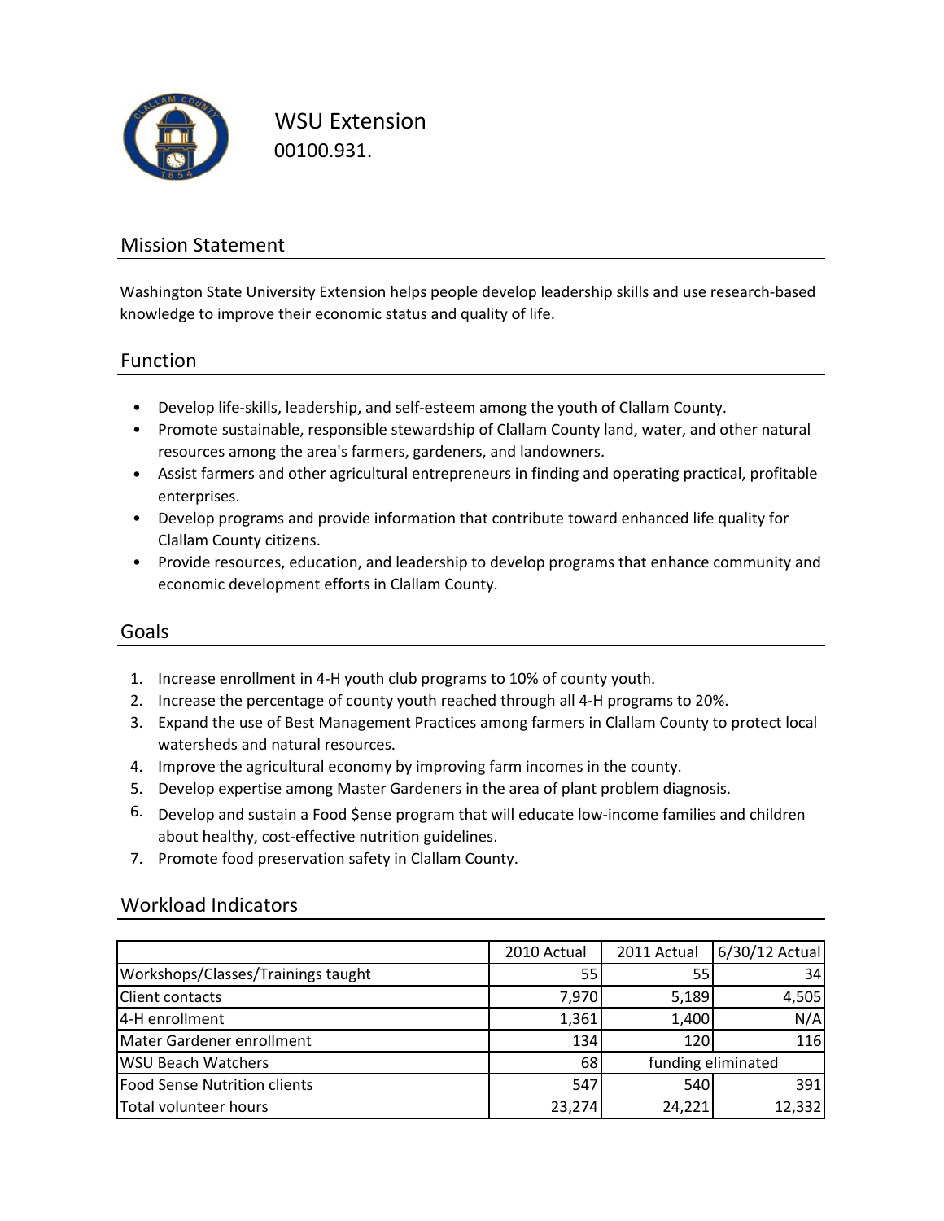# WSU Extension

00100.931.

## Mission Statement

Washington State University Extension helps people develop leadership skills and use research-based knowledge to improve their economic status and quality of life.

## Function

- Develop life-skills, leadership, and self-esteem among the youth of Clallam County.
- Promote sustainable, responsible stewardship of Clallam County land, water, and other natural resources among the area's farmers, gardeners, and landowners.
- Assist farmers and other agricultural entrepreneurs in finding and operating practical, profitable enterprises.
- Develop programs and provide information that contribute toward enhanced life quality for Clallam County citizens.
- Provide resources, education, and leadership to develop programs that enhance community and economic development efforts in Clallam County.

## Goals

1. Increase enrollment in 4-H youth club programs to 10% of county youth.
2. Increase the percentage of county youth reached through all 4-H programs to 20%.
3. Expand the use of Best Management Practices among farmers in Clallam County to protect local watersheds and natural resources.
4. Improve the agricultural economy by improving farm incomes in the county.
5. Develop expertise among Master Gardeners in the area of plant problem diagnosis.
6. Develop and sustain a Food $ense program that will educate low-income families and children about healthy, cost-effective nutrition guidelines.
7. Promote food preservation safety in Clallam County.

## Workload Indicators

| | 2010 Actual | 2011 Actual | 6/30/12 Actual |
|---|---|---|---|
| Workshops/Classes/Trainings taught | 55 | 55 | 34 |
| Client contacts | 7,970 | 5,189 | 4,505 |
| 4-H enrollment | 1,361 | 1,400 | N/A |
| Mater Gardener enrollment | 134 | 120 | 116 |
| WSU Beach Watchers | 68 | funding eliminated | |
| Food Sense Nutrition clients | 547 | 540 | 391 |
| Total volunteer hours | 23,274 | 24,221 | 12,332 |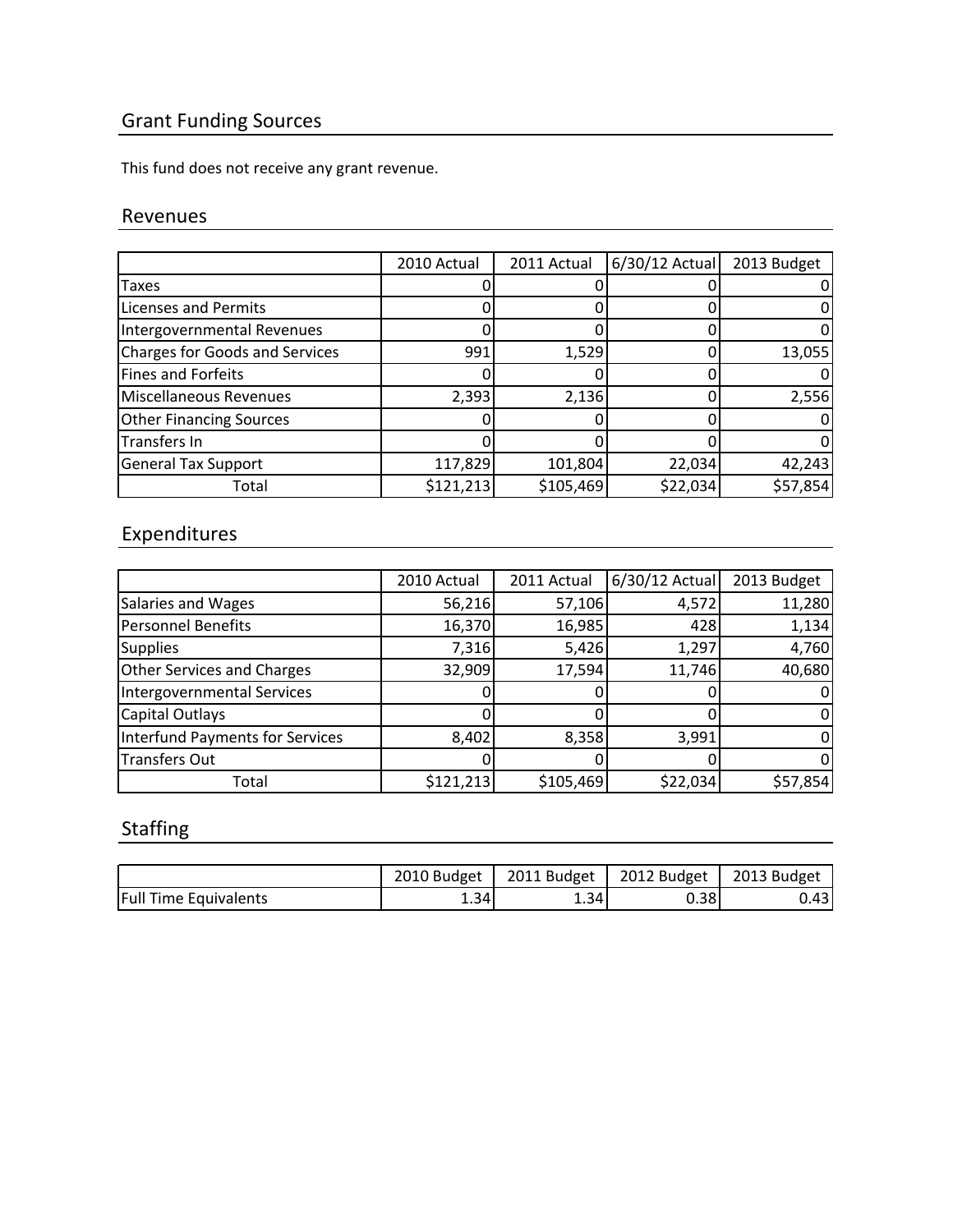## Grant Funding Sources

This fund does not receive any grant revenue.

## Revenues

| | 2010 Actual | 2011 Actual | 6/30/12 Actual | 2013 Budget |
|---|---|---|---|---|
| Taxes | 0 | 0 | 0 | 0 |
| Licenses and Permits | 0 | 0 | 0 | 0 |
| Intergovernmental Revenues | 0 | 0 | 0 | 0 |
| Charges for Goods and Services | 991 | 1,529 | 0 | 13,055 |
| Fines and Forfeits | 0 | 0 | 0 | 0 |
| Miscellaneous Revenues | 2,393 | 2,136 | 0 | 2,556 |
| Other Financing Sources | 0 | 0 | 0 | 0 |
| Transfers In | 0 | 0 | 0 | 0 |
| General Tax Support | 117,829 | 101,804 | 22,034 | 42,243 |
| Total | $121,213 | $105,469 | $22,034 | $57,854 |

## Expenditures

| | 2010 Actual | 2011 Actual | 6/30/12 Actual | 2013 Budget |
|---|---|---|---|---|
| Salaries and Wages | 56,216 | 57,106 | 4,572 | 11,280 |
| Personnel Benefits | 16,370 | 16,985 | 428 | 1,134 |
| Supplies | 7,316 | 5,426 | 1,297 | 4,760 |
| Other Services and Charges | 32,909 | 17,594 | 11,746 | 40,680 |
| Intergovernmental Services | 0 | 0 | 0 | 0 |
| Capital Outlays | 0 | 0 | 0 | 0 |
| Interfund Payments for Services | 8,402 | 8,358 | 3,991 | 0 |
| Transfers Out | 0 | 0 | 0 | 0 |
| Total | $121,213 | $105,469 | $22,034 | $57,854 |

## Staffing

| | 2010 Budget | 2011 Budget | 2012 Budget | 2013 Budget |
|---|---|---|---|---|
| Full Time Equivalents | 1.34 | 1.34 | 0.38 | 0.43 |